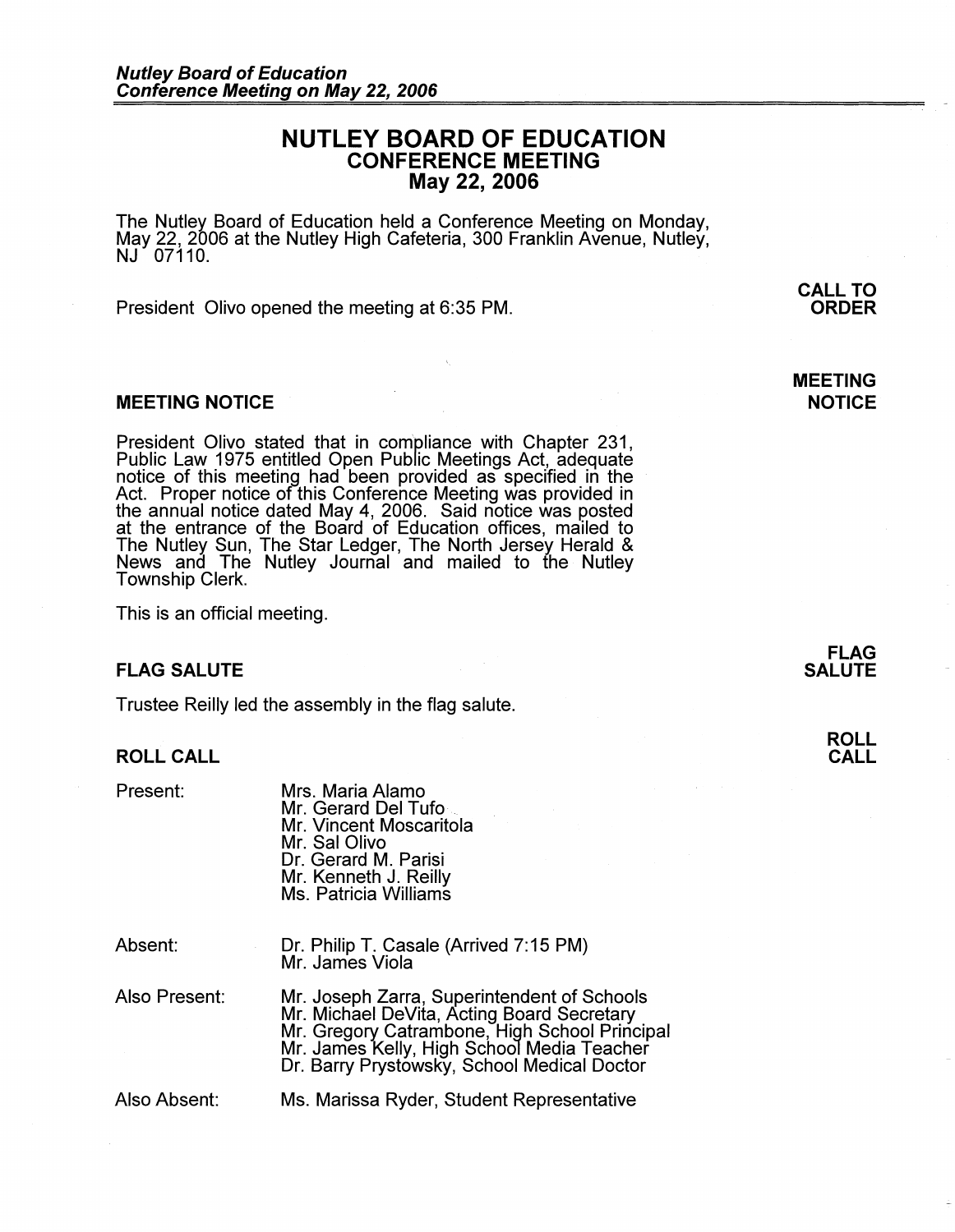# NUTLEY BOARD OF EDUCATION
## CONFERENCE MEETING
## May 22, 2006

The Nutley Board of Education held a Conference Meeting on Monday, May 22, 2006 at the Nutley High Cafeteria, 300 Franklin Avenue, Nutley, NJ 07110.

**CALL TO ORDER**

President Olivo opened the meeting at 6:35 PM.

### MEETING NOTICE

President Olivo stated that in compliance with Chapter 231, Public Law 1975 entitled Open Public Meetings Act, adequate notice of this meeting had been provided as specified in the Act. Proper notice of this Conference Meeting was provided in the annual notice dated May 4, 2006. Said notice was posted at the entrance of the Board of Education offices, mailed to The Nutley Sun, The Star Ledger, The North Jersey Herald & News and The Nutley Journal and mailed to the Nutley Township Clerk.

This is an official meeting.

### FLAG SALUTE

Trustee Reilly led the assembly in the flag salute.

### ROLL CALL

Present:
- Mrs. Maria Alamo
- Mr. Gerard Del Tufo
- Mr. Vincent Moscaritola
- Mr. Sal Olivo
- Dr. Gerard M. Parisi
- Mr. Kenneth J. Reilly
- Ms. Patricia Williams

Absent:
- Dr. Philip T. Casale (Arrived 7:15 PM)
- Mr. James Viola

Also Present:
- Mr. Joseph Zarra, Superintendent of Schools
- Mr. Michael DeVita, Acting Board Secretary
- Mr. Gregory Catrambone, High School Principal
- Mr. James Kelly, High School Media Teacher
- Dr. Barry Prystowsky, School Medical Doctor

Also Absent:
- Ms. Marissa Ryder, Student Representative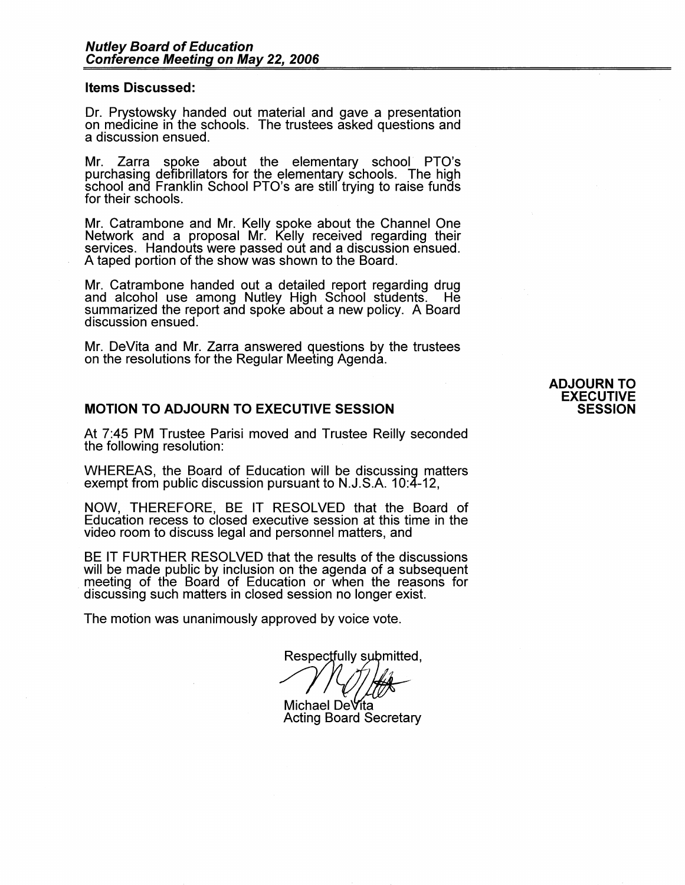***Nutley Board of Education***
***Conference Meeting on May 22, 2006***

**Items Discussed:**

Dr. Prystowsky handed out material and gave a presentation on medicine in the schools. The trustees asked questions and a discussion ensued.

Mr. Zarra spoke about the elementary school PTO's purchasing defibrillators for the elementary schools. The high school and Franklin School PTO's are still trying to raise funds for their schools.

Mr. Catrambone and Mr. Kelly spoke about the Channel One Network and a proposal Mr. Kelly received regarding their services. Handouts were passed out and a discussion ensued. A taped portion of the show was shown to the Board.

Mr. Catrambone handed out a detailed report regarding drug and alcohol use among Nutley High School students. He summarized the report and spoke about a new policy. A Board discussion ensued.

Mr. DeVita and Mr. Zarra answered questions by the trustees on the resolutions for the Regular Meeting Agenda.

**ADJOURN TO EXECUTIVE SESSION**

**MOTION TO ADJOURN TO EXECUTIVE SESSION**

At 7:45 PM Trustee Parisi moved and Trustee Reilly seconded the following resolution:

WHEREAS, the Board of Education will be discussing matters exempt from public discussion pursuant to N.J.S.A. 10:4-12,

NOW, THEREFORE, BE IT RESOLVED that the Board of Education recess to closed executive session at this time in the video room to discuss legal and personnel matters, and

BE IT FURTHER RESOLVED that the results of the discussions will be made public by inclusion on the agenda of a subsequent meeting of the Board of Education or when the reasons for discussing such matters in closed session no longer exist.

The motion was unanimously approved by voice vote.

Respectfully submitted,

Michael DeVita
Acting Board Secretary